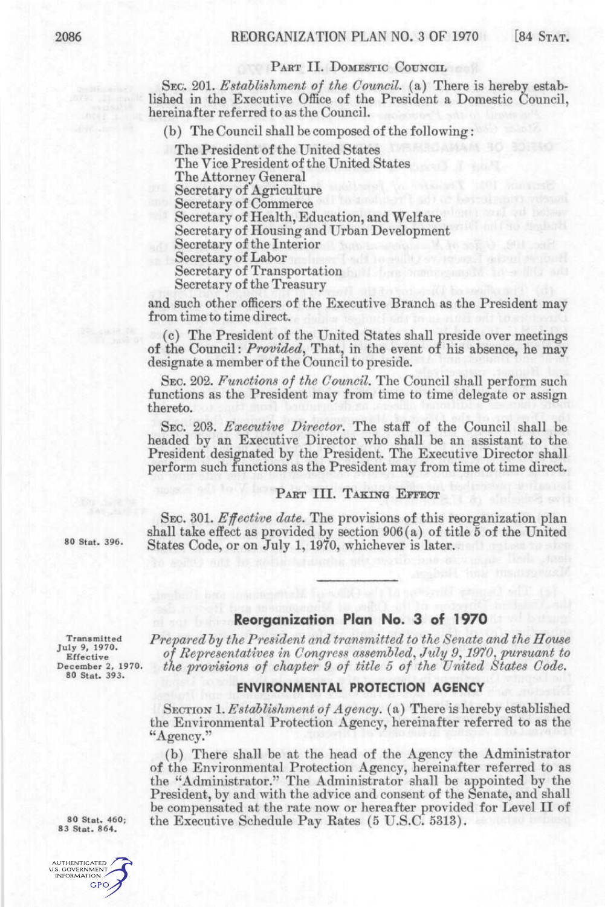## PART II. DOMESTIC COUNCIL

SEC. 201. *Establishment of the Council.* (a) There is hereby established in the Executive Office of the President a Domestic Council, hereinafter referred to as the Council.

(b) The Council shall be composed of the following:

The President of the United States
The Vice President of the United States
The Attorney General
Secretary of Agriculture
Secretary of Commerce
Secretary of Health, Education, and Welfare
Secretary of Housing and Urban Development
Secretary of the Interior
Secretary of Labor
Secretary of Transportation
Secretary of the Treasury

and such other officers of the Executive Branch as the President may from time to time direct.

(c) The President of the United States shall preside over meetings of the Council: *Provided*, That, in the event of his absence, he may designate a member of the Council to preside.

SEC. 202. *Functions of the Council.* The Council shall perform such functions as the President may from time to time delegate or assign thereto.

SEC. 203. *Executive Director.* The staff of the Council shall be headed by an Executive Director who shall be an assistant to the President designated by the President. The Executive Director shall perform such functions as the President may from time ot time direct.

## PART III. TAKING EFFECT

SEC. 301. *Effective date.* The provisions of this reorganization plan shall take effect as provided by section 906(a) of title 5 of the United States Code, or on July 1, 1970, whichever is later.

80 Stat. 396.

---

# Reorganization Plan No. 3 of 1970

Transmitted July 9, 1970.
Effective December 2, 1970.
80 Stat. 393.

*Prepared by the President and transmitted to the Senate and the House of Representatives in Congress assembled, July 9, 1970, pursuant to the provisions of chapter 9 of title 5 of the United States Code.*

## ENVIRONMENTAL PROTECTION AGENCY

SECTION 1. *Establishment of Agency.* (a) There is hereby established the Environmental Protection Agency, hereinafter referred to as the "Agency."

(b) There shall be at the head of the Agency the Administrator of the Environmental Protection Agency, hereinafter referred to as the "Administrator." The Administrator shall be appointed by the President, by and with the advice and consent of the Senate, and shall be compensated at the rate now or hereafter provided for Level II of the Executive Schedule Pay Rates (5 U.S.C. 5313).

80 Stat. 460;
83 Stat. 864.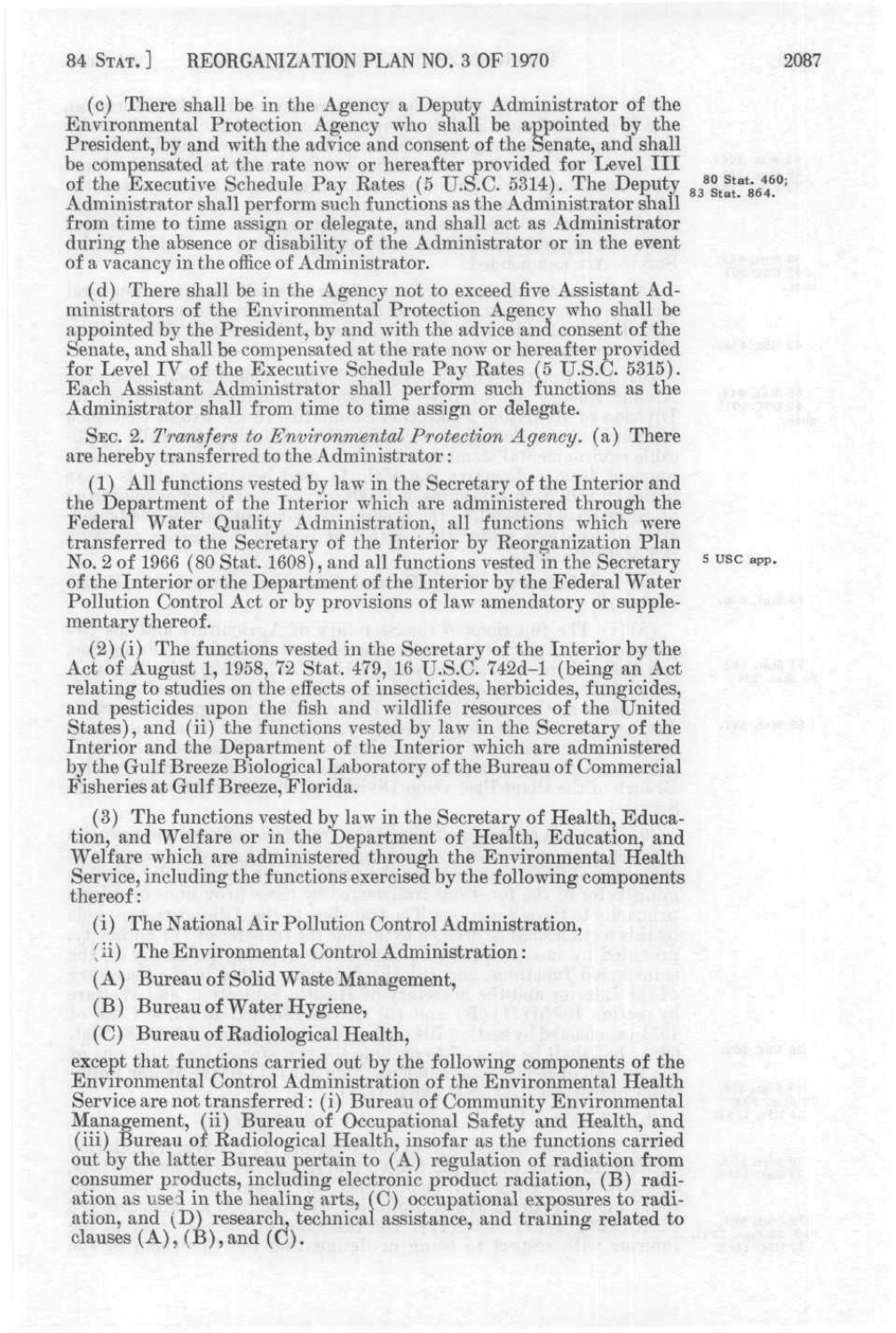(c) There shall be in the Agency a Deputy Administrator of the Environmental Protection Agency who shall be appointed by the President, by and with the advice and consent of the Senate, and shall be compensated at the rate now or hereafter provided for Level III of the Executive Schedule Pay Rates (5 U.S.C. 5314). The Deputy Administrator shall perform such functions as the Administrator shall from time to time assign or delegate, and shall act as Administrator during the absence or disability of the Administrator or in the event of a vacancy in the office of Administrator.

80 Stat. 460; 83 Stat. 864.

(d) There shall be in the Agency not to exceed five Assistant Administrators of the Environmental Protection Agency who shall be appointed by the President, by and with the advice and consent of the Senate, and shall be compensated at the rate now or hereafter provided for Level IV of the Executive Schedule Pay Rates (5 U.S.C. 5315). Each Assistant Administrator shall perform such functions as the Administrator shall from time to time assign or delegate.

SEC. 2. *Transfers to Environmental Protection Agency.* (a) There are hereby transferred to the Administrator:

(1) All functions vested by law in the Secretary of the Interior and the Department of the Interior which are administered through the Federal Water Quality Administration, all functions which were transferred to the Secretary of the Interior by Reorganization Plan No. 2 of 1966 (80 Stat. 1608), and all functions vested in the Secretary of the Interior or the Department of the Interior by the Federal Water Pollution Control Act or by provisions of law amendatory or supplementary thereof.

5 USC app.

(2) (i) The functions vested in the Secretary of the Interior by the Act of August 1, 1958, 72 Stat. 479, 16 U.S.C. 742d–1 (being an Act relating to studies on the effects of insecticides, herbicides, fungicides, and pesticides upon the fish and wildlife resources of the United States), and (ii) the functions vested by law in the Secretary of the Interior and the Department of the Interior which are administered by the Gulf Breeze Biological Laboratory of the Bureau of Commercial Fisheries at Gulf Breeze, Florida.

(3) The functions vested by law in the Secretary of Health, Education, and Welfare or in the Department of Health, Education, and Welfare which are administered through the Environmental Health Service, including the functions exercised by the following components thereof:

(i) The National Air Pollution Control Administration,

(ii) The Environmental Control Administration:

(A) Bureau of Solid Waste Management,

(B) Bureau of Water Hygiene,

(C) Bureau of Radiological Health,

except that functions carried out by the following components of the Environmental Control Administration of the Environmental Health Service are not transferred: (i) Bureau of Community Environmental Management, (ii) Bureau of Occupational Safety and Health, and (iii) Bureau of Radiological Health, insofar as the functions carried out by the latter Bureau pertain to (A) regulation of radiation from consumer products, including electronic product radiation, (B) radiation as used in the healing arts, (C) occupational exposures to radiation, and (D) research, technical assistance, and training related to clauses (A), (B), and (C).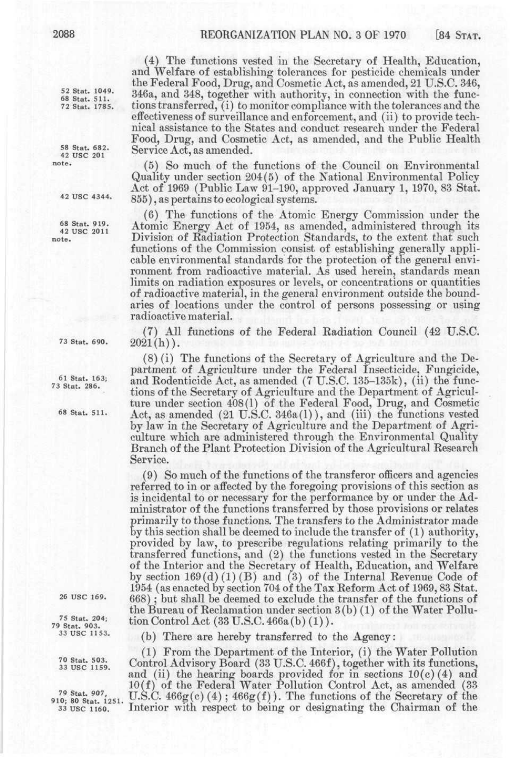(4) The functions vested in the Secretary of Health, Education, and Welfare of establishing tolerances for pesticide chemicals under the Federal Food, Drug, and Cosmetic Act, as amended, 21 U.S.C. 346, 346a, and 348, together with authority, in connection with the functions transferred, (i) to monitor compliance with the tolerances and the effectiveness of surveillance and enforcement, and (ii) to provide technical assistance to the States and conduct research under the Federal Food, Drug, and Cosmetic Act, as amended, and the Public Health Service Act, as amended.

52 Stat. 1049.
68 Stat. 511.
72 Stat. 1785.

58 Stat. 682.
42 USC 201 note.

(5) So much of the functions of the Council on Environmental Quality under section 204(5) of the National Environmental Policy Act of 1969 (Public Law 91-190, approved January 1, 1970, 83 Stat. 855), as pertains to ecological systems.

42 USC 4344.

(6) The functions of the Atomic Energy Commission under the Atomic Energy Act of 1954, as amended, administered through its Division of Radiation Protection Standards, to the extent that such functions of the Commission consist of establishing generally applicable environmental standards for the protection of the general environment from radioactive material. As used herein, standards mean limits on radiation exposures or levels, or concentrations or quantities of radioactive material, in the general environment outside the boundaries of locations under the control of persons possessing or using radioactive material.

68 Stat. 919.
42 USC 2011 note.

(7) All functions of the Federal Radiation Council (42 U.S.C. 2021(h)).

73 Stat. 690.

(8) (i) The functions of the Secretary of Agriculture and the Department of Agriculture under the Federal Insecticide, Fungicide, and Rodenticide Act, as amended (7 U.S.C. 135-135k), (ii) the functions of the Secretary of Agriculture and the Department of Agriculture under section 408(l) of the Federal Food, Drug, and Cosmetic Act, as amended (21 U.S.C. 346a(l)), and (iii) the functions vested by law in the Secretary of Agriculture and the Department of Agriculture which are administered through the Environmental Quality Branch of the Plant Protection Division of the Agricultural Research Service.

61 Stat. 163;
73 Stat. 286.

68 Stat. 511.

(9) So much of the functions of the transferor officers and agencies referred to in or affected by the foregoing provisions of this section as is incidental to or necessary for the performance by or under the Administrator of the functions transferred by those provisions or relates primarily to those functions. The transfers to the Administrator made by this section shall be deemed to include the transfer of (1) authority, provided by law, to prescribe regulations relating primarily to the transferred functions, and (2) the functions vested in the Secretary of the Interior and the Secretary of Health, Education, and Welfare by section 169(d)(1)(B) and (3) of the Internal Revenue Code of 1954 (as enacted by section 704 of the Tax Reform Act of 1969, 83 Stat. 668); but shall be deemed to exclude the transfer of the functions of the Bureau of Reclamation under section 3(b)(1) of the Water Pollution Control Act (33 U.S.C. 466a(b)(1)).

26 USC 169.

75 Stat. 204;
79 Stat. 903.
33 USC 1153.

(b) There are hereby transferred to the Agency:

(1) From the Department of the Interior, (i) the Water Pollution Control Advisory Board (33 U.S.C. 466f), together with its functions, and (ii) the hearing boards provided for in sections 10(c)(4) and 10(f) of the Federal Water Pollution Control Act, as amended (33 U.S.C. 466g(c)(4); 466g(f)). The functions of the Secretary of the Interior with respect to being or designating the Chairman of the

70 Stat. 503.
33 USC 1159.

79 Stat. 907, 910; 80 Stat. 1251.
33 USC 1160.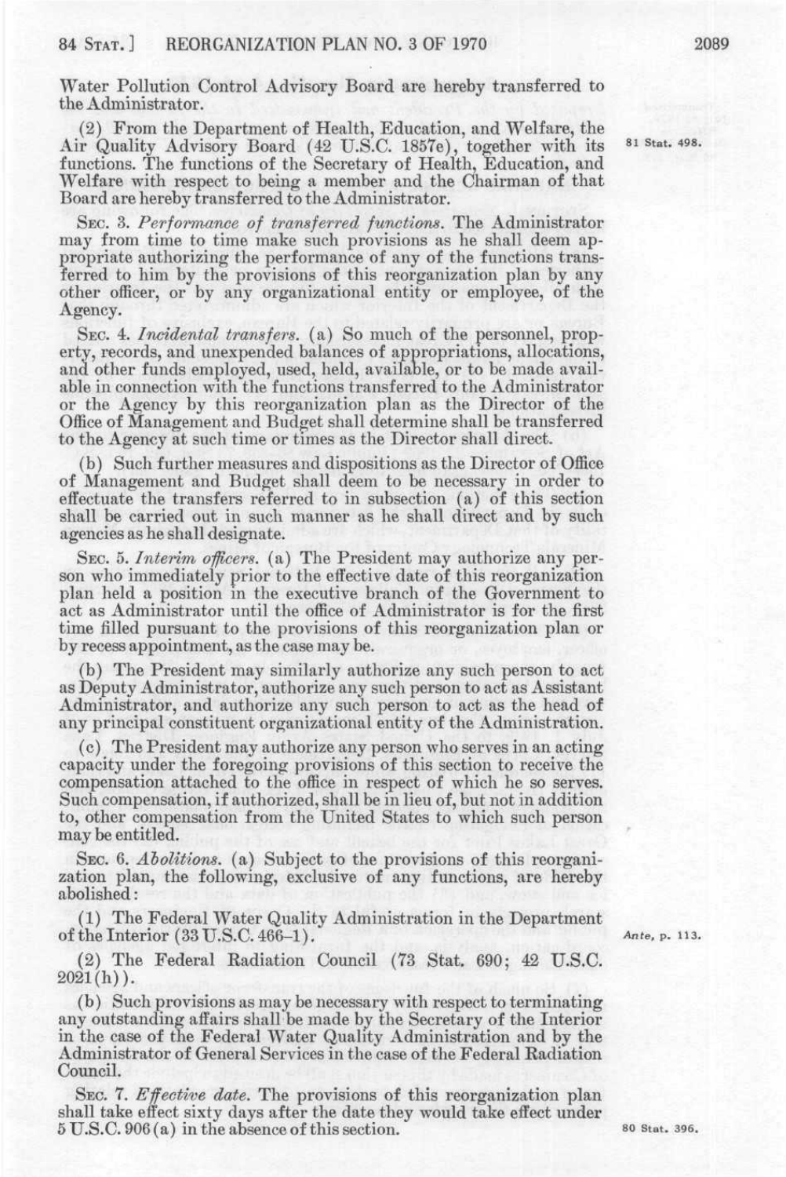Water Pollution Control Advisory Board are hereby transferred to the Administrator.

(2) From the Department of Health, Education, and Welfare, the Air Quality Advisory Board (42 U.S.C. 1857e), together with its functions. The functions of the Secretary of Health, Education, and Welfare with respect to being a member and the Chairman of that Board are hereby transferred to the Administrator.

81 Stat. 498.

SEC. 3. *Performance of transferred functions.* The Administrator may from time to time make such provisions as he shall deem appropriate authorizing the performance of any of the functions transferred to him by the provisions of this reorganization plan by any other officer, or by any organizational entity or employee, of the Agency.

SEC. 4. *Incidental transfers.* (a) So much of the personnel, property, records, and unexpended balances of appropriations, allocations, and other funds employed, used, held, available, or to be made available in connection with the functions transferred to the Administrator or the Agency by this reorganization plan as the Director of the Office of Management and Budget shall determine shall be transferred to the Agency at such time or times as the Director shall direct.

(b) Such further measures and dispositions as the Director of Office of Management and Budget shall deem to be necessary in order to effectuate the transfers referred to in subsection (a) of this section shall be carried out in such manner as he shall direct and by such agencies as he shall designate.

SEC. 5. *Interim officers.* (a) The President may authorize any person who immediately prior to the effective date of this reorganization plan held a position in the executive branch of the Government to act as Administrator until the office of Administrator is for the first time filled pursuant to the provisions of this reorganization plan or by recess appointment, as the case may be.

(b) The President may similarly authorize any such person to act as Deputy Administrator, authorize any such person to act as Assistant Administrator, and authorize any such person to act as the head of any principal constituent organizational entity of the Administration.

(c) The President may authorize any person who serves in an acting capacity under the foregoing provisions of this section to receive the compensation attached to the office in respect of which he so serves. Such compensation, if authorized, shall be in lieu of, but not in addition to, other compensation from the United States to which such person may be entitled.

SEC. 6. *Abolitions.* (a) Subject to the provisions of this reorganization plan, the following, exclusive of any functions, are hereby abolished:

(1) The Federal Water Quality Administration in the Department of the Interior (33 U.S.C. 466–1).

*Ante*, p. 113.

(2) The Federal Radiation Council (73 Stat. 690; 42 U.S.C. 2021(h)).

(b) Such provisions as may be necessary with respect to terminating any outstanding affairs shall be made by the Secretary of the Interior in the case of the Federal Water Quality Administration and by the Administrator of General Services in the case of the Federal Radiation Council.

SEC. 7. *Effective date.* The provisions of this reorganization plan shall take effect sixty days after the date they would take effect under 5 U.S.C. 906(a) in the absence of this section.

80 Stat. 396.